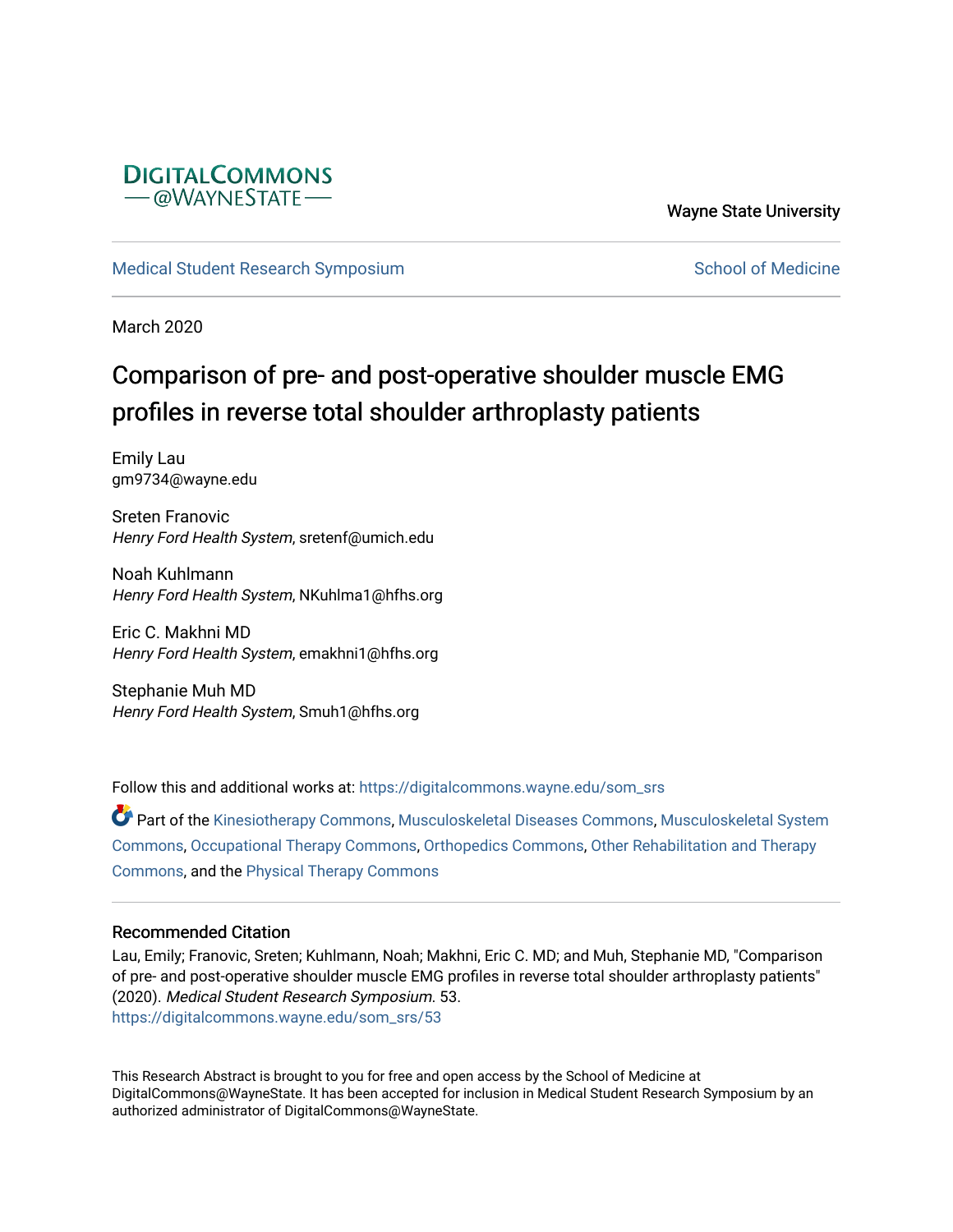DIGITALCOMMONS
@WAYNESTATE

Wayne State University

Medical Student Research Symposium | School of Medicine

March 2020

# Comparison of pre- and post-operative shoulder muscle EMG profiles in reverse total shoulder arthroplasty patients

Emily Lau
gm9734@wayne.edu

Sreten Franovic
*Henry Ford Health System*, sretenf@umich.edu

Noah Kuhlmann
*Henry Ford Health System*, NKuhlma1@hfhs.org

Eric C. Makhni MD
*Henry Ford Health System*, emakhni1@hfhs.org

Stephanie Muh MD
*Henry Ford Health System*, Smuh1@hfhs.org

Follow this and additional works at: https://digitalcommons.wayne.edu/som_srs

Part of the Kinesiotherapy Commons, Musculoskeletal Diseases Commons, Musculoskeletal System Commons, Occupational Therapy Commons, Orthopedics Commons, Other Rehabilitation and Therapy Commons, and the Physical Therapy Commons

### Recommended Citation

Lau, Emily; Franovic, Sreten; Kuhlmann, Noah; Makhni, Eric C. MD; and Muh, Stephanie MD, "Comparison of pre- and post-operative shoulder muscle EMG profiles in reverse total shoulder arthroplasty patients" (2020). *Medical Student Research Symposium*. 53.
https://digitalcommons.wayne.edu/som_srs/53

This Research Abstract is brought to you for free and open access by the School of Medicine at DigitalCommons@WayneState. It has been accepted for inclusion in Medical Student Research Symposium by an authorized administrator of DigitalCommons@WayneState.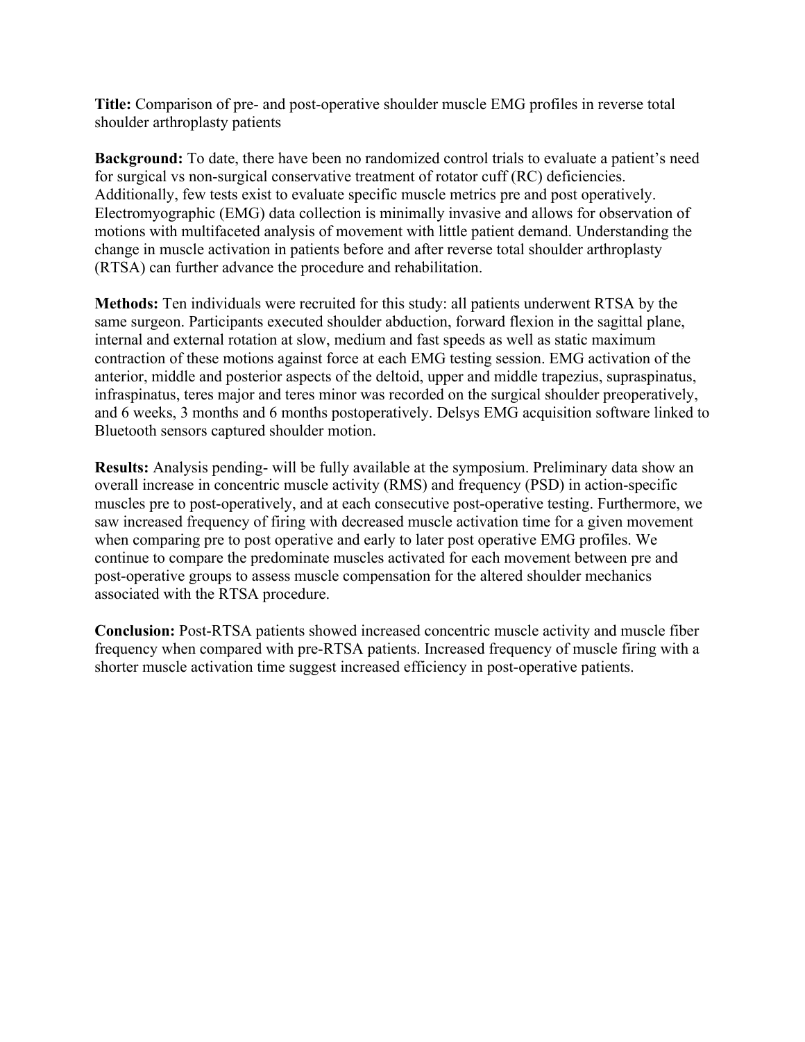**Title:** Comparison of pre- and post-operative shoulder muscle EMG profiles in reverse total shoulder arthroplasty patients

**Background:** To date, there have been no randomized control trials to evaluate a patient's need for surgical vs non-surgical conservative treatment of rotator cuff (RC) deficiencies. Additionally, few tests exist to evaluate specific muscle metrics pre and post operatively. Electromyographic (EMG) data collection is minimally invasive and allows for observation of motions with multifaceted analysis of movement with little patient demand. Understanding the change in muscle activation in patients before and after reverse total shoulder arthroplasty (RTSA) can further advance the procedure and rehabilitation.

**Methods:** Ten individuals were recruited for this study: all patients underwent RTSA by the same surgeon. Participants executed shoulder abduction, forward flexion in the sagittal plane, internal and external rotation at slow, medium and fast speeds as well as static maximum contraction of these motions against force at each EMG testing session. EMG activation of the anterior, middle and posterior aspects of the deltoid, upper and middle trapezius, supraspinatus, infraspinatus, teres major and teres minor was recorded on the surgical shoulder preoperatively, and 6 weeks, 3 months and 6 months postoperatively. Delsys EMG acquisition software linked to Bluetooth sensors captured shoulder motion.

**Results:** Analysis pending- will be fully available at the symposium. Preliminary data show an overall increase in concentric muscle activity (RMS) and frequency (PSD) in action-specific muscles pre to post-operatively, and at each consecutive post-operative testing. Furthermore, we saw increased frequency of firing with decreased muscle activation time for a given movement when comparing pre to post operative and early to later post operative EMG profiles. We continue to compare the predominate muscles activated for each movement between pre and post-operative groups to assess muscle compensation for the altered shoulder mechanics associated with the RTSA procedure.

**Conclusion:** Post-RTSA patients showed increased concentric muscle activity and muscle fiber frequency when compared with pre-RTSA patients. Increased frequency of muscle firing with a shorter muscle activation time suggest increased efficiency in post-operative patients.